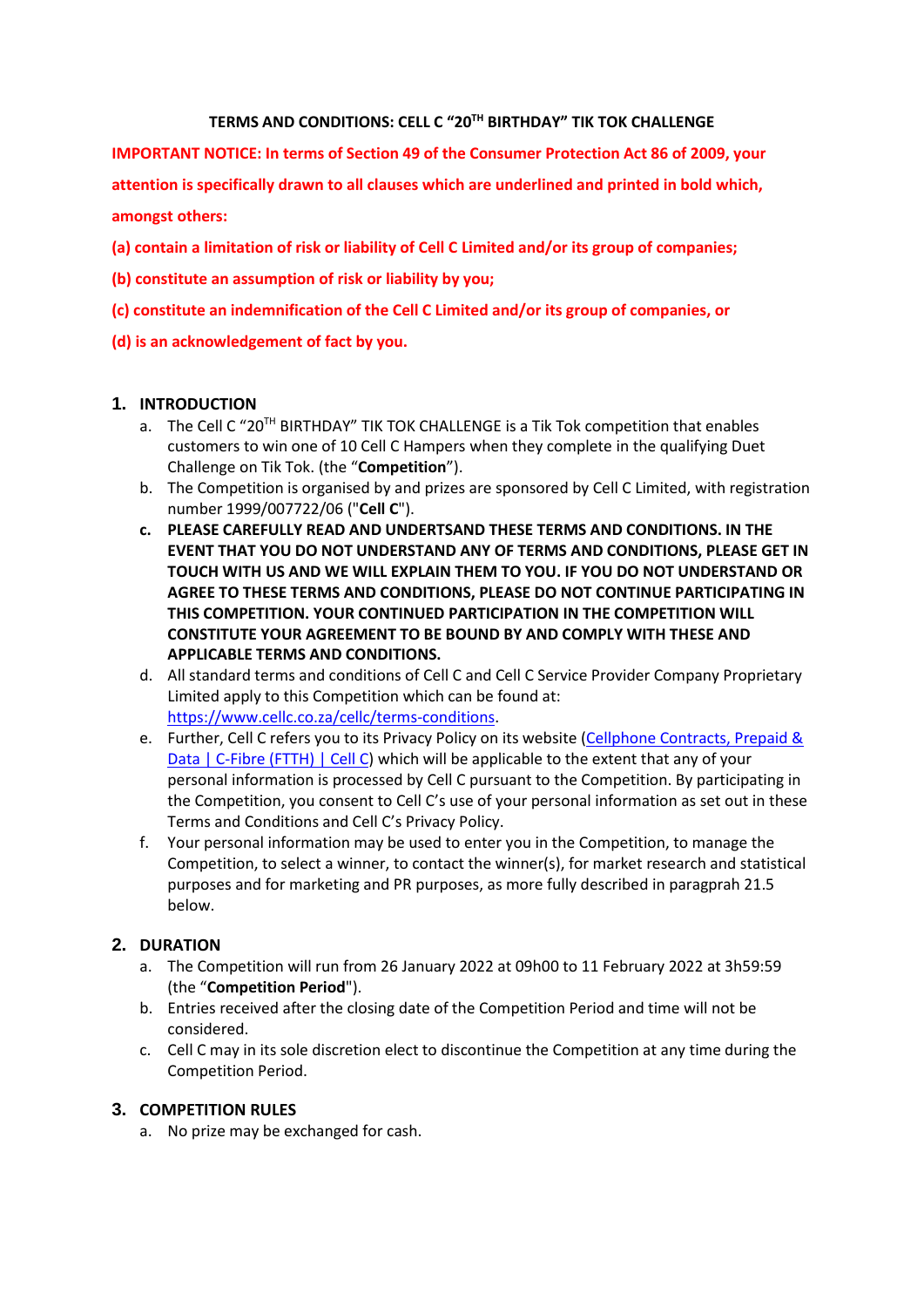# TERMS AND CONDITIONS: CELL C "20TH BIRTHDAY" TIK TOK CHALLENGE

**IMPORTANT NOTICE: In terms of Section 49 of the Consumer Protection Act 86 of 2009, your attention is specifically drawn to all clauses which are underlined and printed in bold which, amongst others:**

**(a) contain a limitation of risk or liability of Cell C Limited and/or its group of companies;**

**(b) constitute an assumption of risk or liability by you;**

**(c) constitute an indemnification of the Cell C Limited and/or its group of companies, or**

**(d) is an acknowledgement of fact by you.**

## 1. INTRODUCTION

a. The Cell C "20TH BIRTHDAY" TIK TOK CHALLENGE is a Tik Tok competition that enables customers to win one of 10 Cell C Hampers when they complete in the qualifying Duet Challenge on Tik Tok. (the "**Competition**").

b. The Competition is organised by and prizes are sponsored by Cell C Limited, with registration number 1999/007722/06 ("**Cell C**").

c. **PLEASE CAREFULLY READ AND UNDERTSAND THESE TERMS AND CONDITIONS. IN THE EVENT THAT YOU DO NOT UNDERSTAND ANY OF TERMS AND CONDITIONS, PLEASE GET IN TOUCH WITH US AND WE WILL EXPLAIN THEM TO YOU. IF YOU DO NOT UNDERSTAND OR AGREE TO THESE TERMS AND CONDITIONS, PLEASE DO NOT CONTINUE PARTICIPATING IN THIS COMPETITION. YOUR CONTINUED PARTICIPATION IN THE COMPETITION WILL CONSTITUTE YOUR AGREEMENT TO BE BOUND BY AND COMPLY WITH THESE AND APPLICABLE TERMS AND CONDITIONS.**

d. All standard terms and conditions of Cell C and Cell C Service Provider Company Proprietary Limited apply to this Competition which can be found at: https://www.cellc.co.za/cellc/terms-conditions.

e. Further, Cell C refers you to its Privacy Policy on its website (Cellphone Contracts, Prepaid & Data | C-Fibre (FTTH) | Cell C) which will be applicable to the extent that any of your personal information is processed by Cell C pursuant to the Competition. By participating in the Competition, you consent to Cell C's use of your personal information as set out in these Terms and Conditions and Cell C's Privacy Policy.

f. Your personal information may be used to enter you in the Competition, to manage the Competition, to select a winner, to contact the winner(s), for market research and statistical purposes and for marketing and PR purposes, as more fully described in paragprah 21.5 below.

## 2. DURATION

a. The Competition will run from 26 January 2022 at 09h00 to 11 February 2022 at 3h59:59 (the "**Competition Period**").

b. Entries received after the closing date of the Competition Period and time will not be considered.

c. Cell C may in its sole discretion elect to discontinue the Competition at any time during the Competition Period.

## 3. COMPETITION RULES

a. No prize may be exchanged for cash.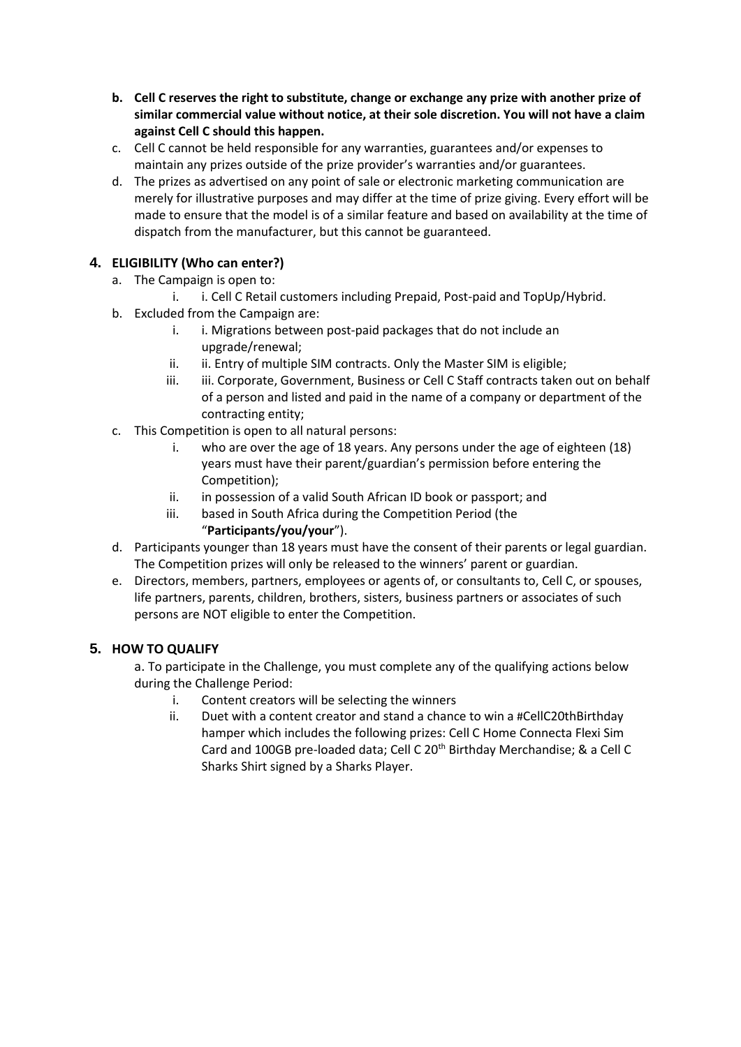b. **Cell C reserves the right to substitute, change or exchange any prize with another prize of similar commercial value without notice, at their sole discretion. You will not have a claim against Cell C should this happen.**

c. Cell C cannot be held responsible for any warranties, guarantees and/or expenses to maintain any prizes outside of the prize provider's warranties and/or guarantees.

d. The prizes as advertised on any point of sale or electronic marketing communication are merely for illustrative purposes and may differ at the time of prize giving. Every effort will be made to ensure that the model is of a similar feature and based on availability at the time of dispatch from the manufacturer, but this cannot be guaranteed.

## 4. ELIGIBILITY (Who can enter?)

a. The Campaign is open to:
   - i. i. Cell C Retail customers including Prepaid, Post-paid and TopUp/Hybrid.

b. Excluded from the Campaign are:
   - i. i. Migrations between post-paid packages that do not include an upgrade/renewal;
   - ii. ii. Entry of multiple SIM contracts. Only the Master SIM is eligible;
   - iii. iii. Corporate, Government, Business or Cell C Staff contracts taken out on behalf of a person and listed and paid in the name of a company or department of the contracting entity;

c. This Competition is open to all natural persons:
   - i. who are over the age of 18 years. Any persons under the age of eighteen (18) years must have their parent/guardian's permission before entering the Competition);
   - ii. in possession of a valid South African ID book or passport; and
   - iii. based in South Africa during the Competition Period (the "**Participants/you/your**").

d. Participants younger than 18 years must have the consent of their parents or legal guardian. The Competition prizes will only be released to the winners' parent or guardian.

e. Directors, members, partners, employees or agents of, or consultants to, Cell C, or spouses, life partners, parents, children, brothers, sisters, business partners or associates of such persons are NOT eligible to enter the Competition.

## 5. HOW TO QUALIFY

a. To participate in the Challenge, you must complete any of the qualifying actions below during the Challenge Period:
   - i. Content creators will be selecting the winners
   - ii. Duet with a content creator and stand a chance to win a #CellC20thBirthday hamper which includes the following prizes: Cell C Home Connecta Flexi Sim Card and 100GB pre-loaded data; Cell C 20th Birthday Merchandise; & a Cell C Sharks Shirt signed by a Sharks Player.